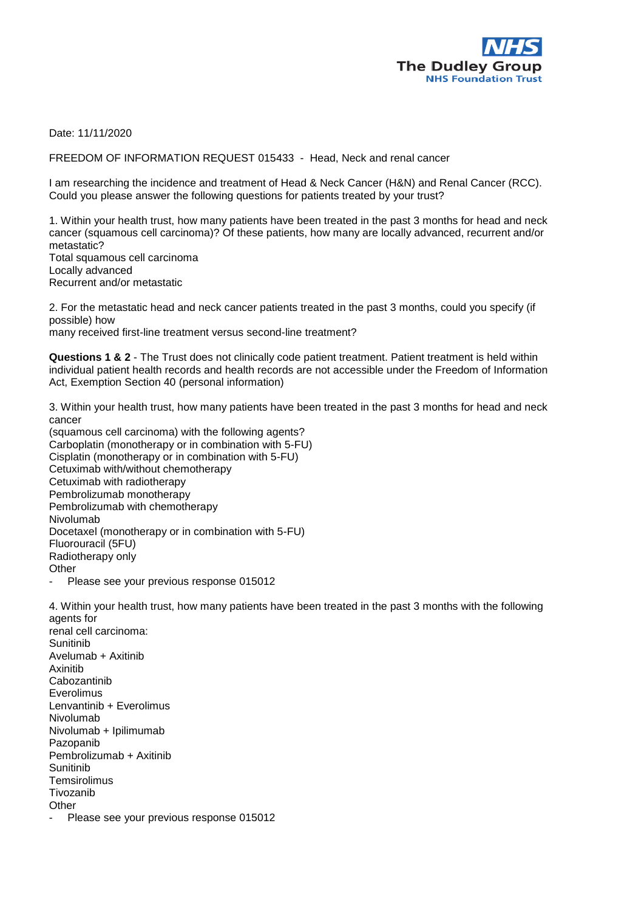**NHS**
**The Dudley Group**
**NHS Foundation Trust**

Date: 11/11/2020

FREEDOM OF INFORMATION REQUEST 015433 - Head, Neck and renal cancer

I am researching the incidence and treatment of Head & Neck Cancer (H&N) and Renal Cancer (RCC). Could you please answer the following questions for patients treated by your trust?

1. Within your health trust, how many patients have been treated in the past 3 months for head and neck cancer (squamous cell carcinoma)? Of these patients, how many are locally advanced, recurrent and/or metastatic?
Total squamous cell carcinoma
Locally advanced
Recurrent and/or metastatic

2. For the metastatic head and neck cancer patients treated in the past 3 months, could you specify (if possible) how
many received first-line treatment versus second-line treatment?

**Questions 1 & 2** - The Trust does not clinically code patient treatment. Patient treatment is held within individual patient health records and health records are not accessible under the Freedom of Information Act, Exemption Section 40 (personal information)

3. Within your health trust, how many patients have been treated in the past 3 months for head and neck cancer
(squamous cell carcinoma) with the following agents?
Carboplatin (monotherapy or in combination with 5-FU)
Cisplatin (monotherapy or in combination with 5-FU)
Cetuximab with/without chemotherapy
Cetuximab with radiotherapy
Pembrolizumab monotherapy
Pembrolizumab with chemotherapy
Nivolumab
Docetaxel (monotherapy or in combination with 5-FU)
Fluorouracil (5FU)
Radiotherapy only
Other

- Please see your previous response 015012

4. Within your health trust, how many patients have been treated in the past 3 months with the following agents for
renal cell carcinoma:
Sunitinib
Avelumab + Axitinib
Axinitib
Cabozantinib
Everolimus
Lenvantinib + Everolimus
Nivolumab
Nivolumab + Ipilimumab
Pazopanib
Pembrolizumab + Axitinib
Sunitinib
Temsirolimus
Tivozanib
Other

- Please see your previous response 015012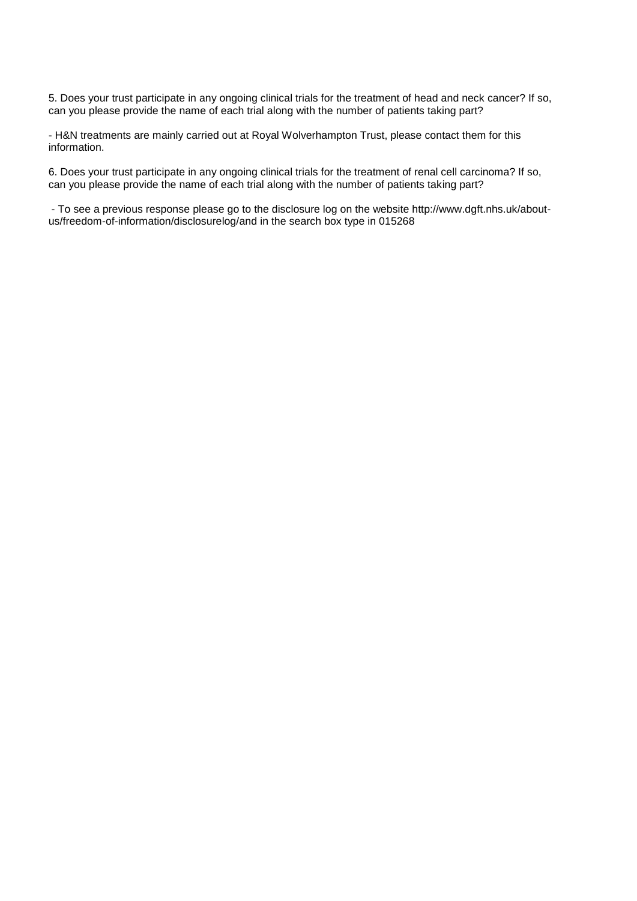5. Does your trust participate in any ongoing clinical trials for the treatment of head and neck cancer? If so, can you please provide the name of each trial along with the number of patients taking part?

- H&N treatments are mainly carried out at Royal Wolverhampton Trust, please contact them for this information.

6. Does your trust participate in any ongoing clinical trials for the treatment of renal cell carcinoma? If so, can you please provide the name of each trial along with the number of patients taking part?

- To see a previous response please go to the disclosure log on the website http://www.dgft.nhs.uk/about-us/freedom-of-information/disclosurelog/and in the search box type in 015268